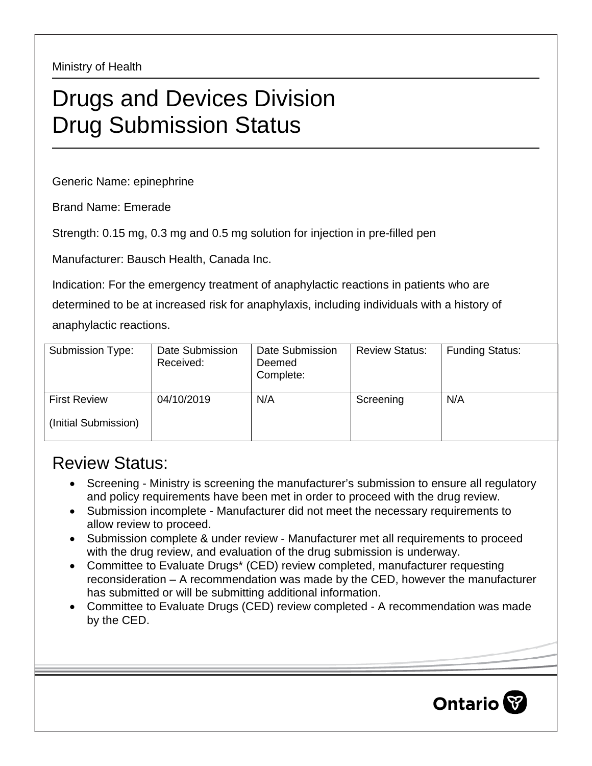Ministry of Health

# Drugs and Devices Division
# Drug Submission Status

Generic Name: epinephrine

Brand Name: Emerade

Strength: 0.15 mg, 0.3 mg and 0.5 mg solution for injection in pre-filled pen

Manufacturer: Bausch Health, Canada Inc.

Indication: For the emergency treatment of anaphylactic reactions in patients who are determined to be at increased risk for anaphylaxis, including individuals with a history of anaphylactic reactions.

| Submission Type: | Date Submission Received: | Date Submission Deemed Complete: | Review Status: | Funding Status: |
|---|---|---|---|---|
| First Review (Initial Submission) | 04/10/2019 | N/A | Screening | N/A |

## Review Status:

- Screening - Ministry is screening the manufacturer's submission to ensure all regulatory and policy requirements have been met in order to proceed with the drug review.
- Submission incomplete - Manufacturer did not meet the necessary requirements to allow review to proceed.
- Submission complete & under review - Manufacturer met all requirements to proceed with the drug review, and evaluation of the drug submission is underway.
- Committee to Evaluate Drugs* (CED) review completed, manufacturer requesting reconsideration – A recommendation was made by the CED, however the manufacturer has submitted or will be submitting additional information.
- Committee to Evaluate Drugs (CED) review completed - A recommendation was made by the CED.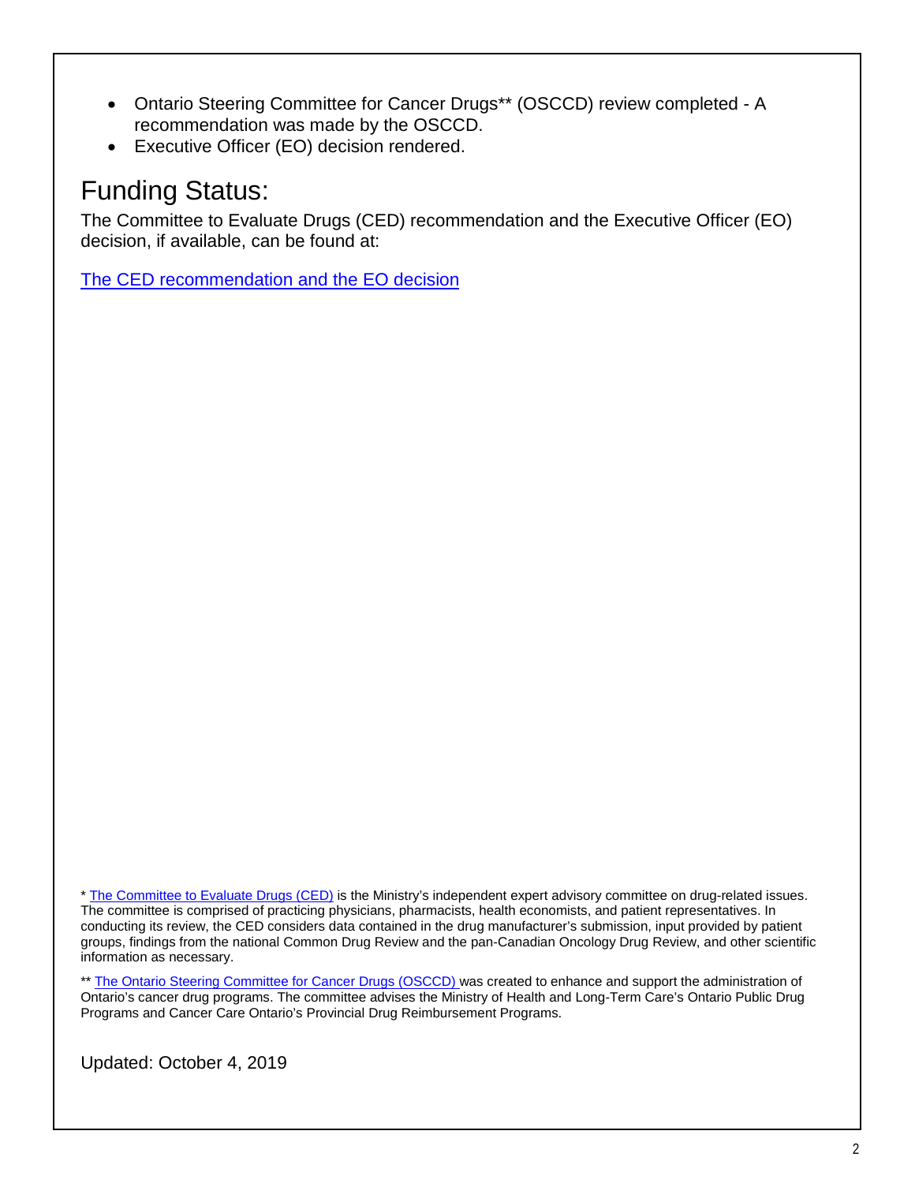- Ontario Steering Committee for Cancer Drugs** (OSCCD) review completed - A recommendation was made by the OSCCD.
- Executive Officer (EO) decision rendered.

# Funding Status:

The Committee to Evaluate Drugs (CED) recommendation and the Executive Officer (EO) decision, if available, can be found at:

The CED recommendation and the EO decision

* The Committee to Evaluate Drugs (CED) is the Ministry's independent expert advisory committee on drug-related issues. The committee is comprised of practicing physicians, pharmacists, health economists, and patient representatives. In conducting its review, the CED considers data contained in the drug manufacturer's submission, input provided by patient groups, findings from the national Common Drug Review and the pan-Canadian Oncology Drug Review, and other scientific information as necessary.

** The Ontario Steering Committee for Cancer Drugs (OSCCD) was created to enhance and support the administration of Ontario's cancer drug programs. The committee advises the Ministry of Health and Long-Term Care's Ontario Public Drug Programs and Cancer Care Ontario's Provincial Drug Reimbursement Programs.

Updated: October 4, 2019